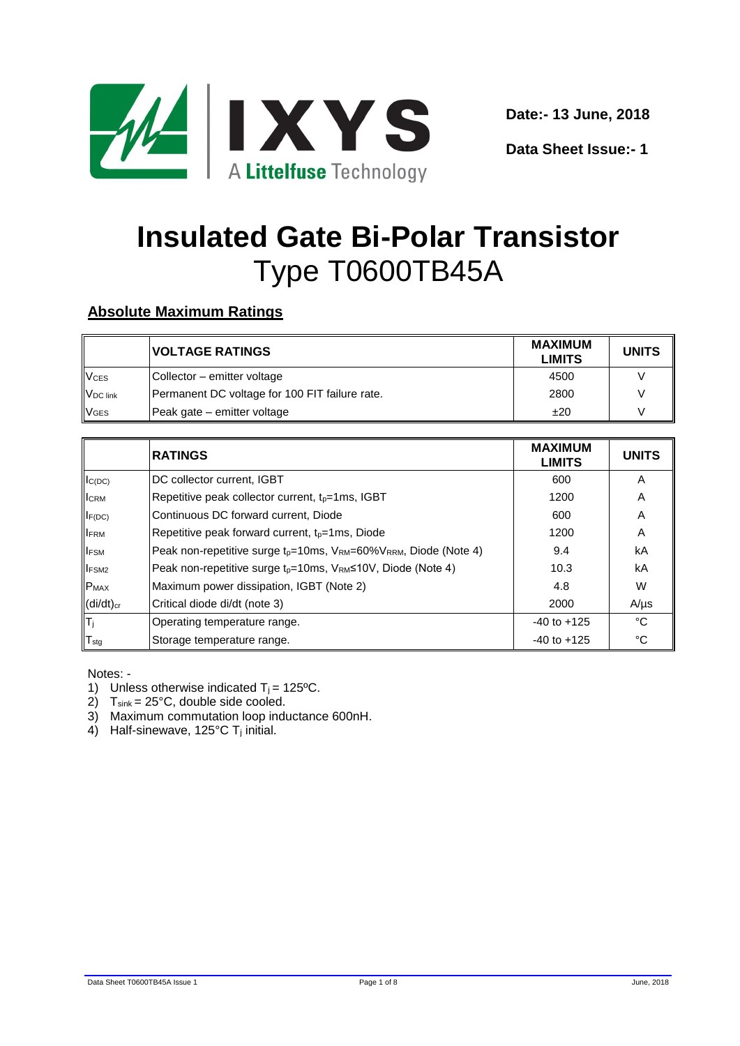Date:- 13 June, 2018

Data Sheet Issue:- 1

# Insulated Gate Bi-Polar Transistor
# Type T0600TB45A

## Absolute Maximum Ratings

| | VOLTAGE RATINGS | MAXIMUM LIMITS | UNITS |
|---|---|---|---|
| $V_{CES}$ | Collector – emitter voltage | 4500 | V |
| $V_{DC\ link}$ | Permanent DC voltage for 100 FIT failure rate. | 2800 | V |
| $V_{GES}$ | Peak gate – emitter voltage | ±20 | V |

| | RATINGS | MAXIMUM LIMITS | UNITS |
|---|---|---|---|
| $I_{C(DC)}$ | DC collector current, IGBT | 600 | A |
| $I_{CRM}$ | Repetitive peak collector current, $t_p$=1ms, IGBT | 1200 | A |
| $I_{F(DC)}$ | Continuous DC forward current, Diode | 600 | A |
| $I_{FRM}$ | Repetitive peak forward current, $t_p$=1ms, Diode | 1200 | A |
| $I_{FSM}$ | Peak non-repetitive surge $t_p$=10ms, $V_{RM}$=60%$V_{RRM}$, Diode (Note 4) | 9.4 | kA |
| $I_{FSM2}$ | Peak non-repetitive surge $t_p$=10ms, $V_{RM}$≤10V, Diode (Note 4) | 10.3 | kA |
| $P_{MAX}$ | Maximum power dissipation, IGBT (Note 2) | 4.8 | W |
| $(di/dt)_{cr}$ | Critical diode di/dt (note 3) | 2000 | A/µs |
| $T_j$ | Operating temperature range. | -40 to +125 | °C |
| $T_{stg}$ | Storage temperature range. | -40 to +125 | °C |

Notes: -

1) Unless otherwise indicated $T_j$ = 125ºC.
2) $T_{sink}$ = 25°C, double side cooled.
3) Maximum commutation loop inductance 600nH.
4) Half-sinewave, 125°C $T_j$ initial.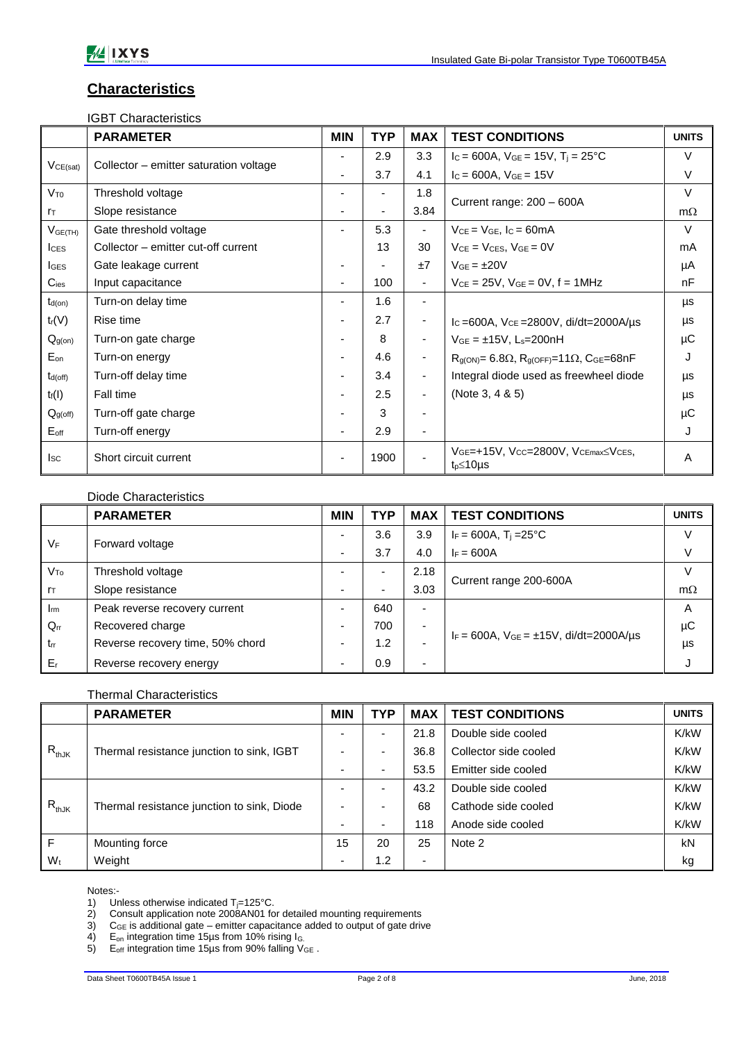## Characteristics

### IGBT Characteristics

| | PARAMETER | MIN | TYP | MAX | TEST CONDITIONS | UNITS |
|---|---|---|---|---|---|---|
| $V_{CE(sat)}$ | Collector – emitter saturation voltage | - | 2.9 | 3.3 | $I_C$ = 600A, $V_{GE}$ = 15V, $T_j$ = 25°C | V |
| | | - | 3.7 | 4.1 | $I_C$ = 600A, $V_{GE}$ = 15V | V |
| $V_{T0}$ | Threshold voltage | - | - | 1.8 | Current range: 200 – 600A | V |
| $r_T$ | Slope resistance | - | - | 3.84 | | mΩ |
| $V_{GE(TH)}$ | Gate threshold voltage | - | 5.3 | - | $V_{CE}$ = $V_{GE}$, $I_C$ = 60mA | V |
| $I_{CES}$ | Collector – emitter cut-off current | | 13 | 30 | $V_{CE}$ = $V_{CES}$, $V_{GE}$ = 0V | mA |
| $I_{GES}$ | Gate leakage current | - | - | ±7 | $V_{GE}$ = ±20V | μA |
| $C_{ies}$ | Input capacitance | - | 100 | - | $V_{CE}$ = 25V, $V_{GE}$ = 0V, f = 1MHz | nF |
| $t_{d(on)}$ | Turn-on delay time | - | 1.6 | - | | μs |
| $t_r(V)$ | Rise time | - | 2.7 | - | $I_C$ =600A, $V_{CE}$ =2800V, di/dt=2000A/μs | μs |
| $Q_{g(on)}$ | Turn-on gate charge | - | 8 | - | $V_{GE}$ = ±15V, $L_s$=200nH | μC |
| $E_{on}$ | Turn-on energy | - | 4.6 | - | $R_{g(ON)}$= 6.8Ω, $R_{g(OFF)}$=11Ω, $C_{GE}$=68nF | J |
| $t_{d(off)}$ | Turn-off delay time | - | 3.4 | - | Integral diode used as freewheel diode | μs |
| $t_f(I)$ | Fall time | - | 2.5 | - | (Note 3, 4 & 5) | μs |
| $Q_{g(off)}$ | Turn-off gate charge | - | 3 | - | | μC |
| $E_{off}$ | Turn-off energy | - | 2.9 | - | | J |
| $I_{SC}$ | Short circuit current | - | 1900 | - | $V_{GE}$=+15V, $V_{CC}$=2800V, $V_{CEmax}$≤$V_{CES}$, $t_p$≤10μs | A |

### Diode Characteristics

| | PARAMETER | MIN | TYP | MAX | TEST CONDITIONS | UNITS |
|---|---|---|---|---|---|---|
| $V_F$ | Forward voltage | - | 3.6 | 3.9 | $I_F$ = 600A, $T_j$ =25°C | V |
| | | - | 3.7 | 4.0 | $I_F$ = 600A | V |
| $V_{To}$ | Threshold voltage | - | - | 2.18 | Current range 200-600A | V |
| $r_T$ | Slope resistance | - | - | 3.03 | | mΩ |
| $I_{rm}$ | Peak reverse recovery current | - | 640 | - | | A |
| $Q_{rr}$ | Recovered charge | - | 700 | - | $I_F$ = 600A, $V_{GE}$ = ±15V, di/dt=2000A/μs | μC |
| $t_{rr}$ | Reverse recovery time, 50% chord | - | 1.2 | - | | μs |
| $E_r$ | Reverse recovery energy | - | 0.9 | - | | J |

### Thermal Characteristics

| | PARAMETER | MIN | TYP | MAX | TEST CONDITIONS | UNITS |
|---|---|---|---|---|---|---|
| $R_{thJK}$ | Thermal resistance junction to sink, IGBT | - | - | 21.8 | Double side cooled | K/kW |
| | | - | - | 36.8 | Collector side cooled | K/kW |
| | | - | - | 53.5 | Emitter side cooled | K/kW |
| $R_{thJK}$ | Thermal resistance junction to sink, Diode | - | - | 43.2 | Double side cooled | K/kW |
| | | - | - | 68 | Cathode side cooled | K/kW |
| | | - | - | 118 | Anode side cooled | K/kW |
| F | Mounting force | 15 | 20 | 25 | Note 2 | kN |
| $W_t$ | Weight | - | 1.2 | - | | kg |

Notes:-

1) Unless otherwise indicated $T_j$=125°C.
2) Consult application note 2008AN01 for detailed mounting requirements
3) $C_{GE}$ is additional gate – emitter capacitance added to output of gate drive
4) $E_{on}$ integration time 15μs from 10% rising $I_G$.
5) $E_{off}$ integration time 15μs from 90% falling $V_{GE}$ .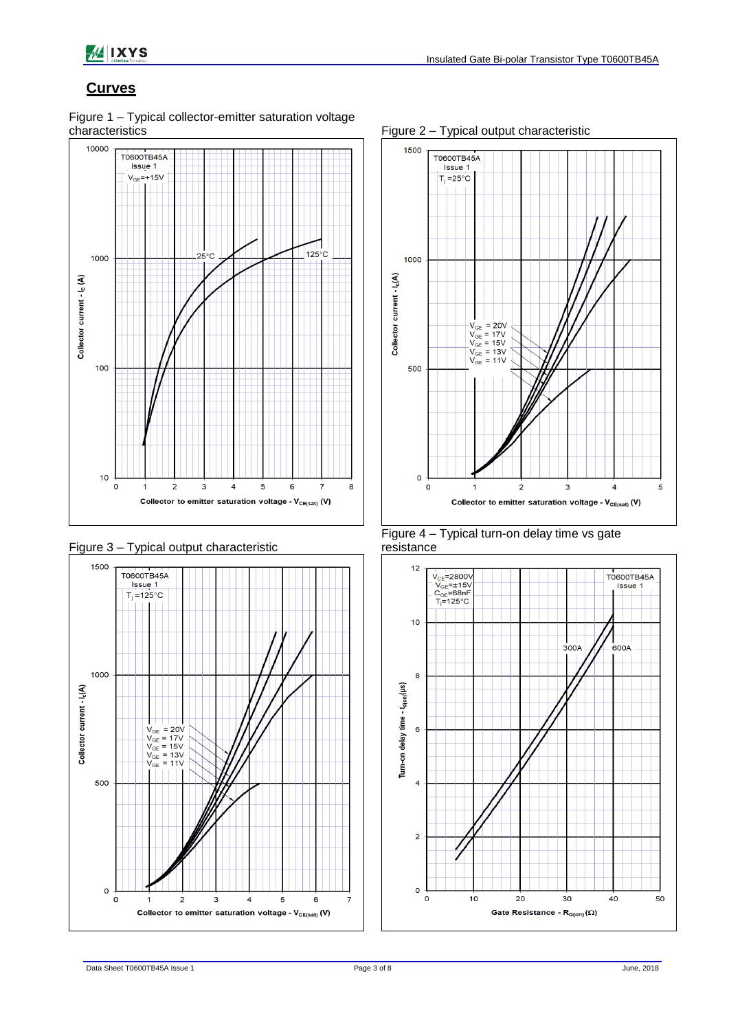## Curves

Figure 1 – Typical collector-emitter saturation voltage characteristics

Figure 2 – Typical output characteristic

Figure 3 – Typical output characteristic

Figure 4 – Typical turn-on delay time vs gate resistance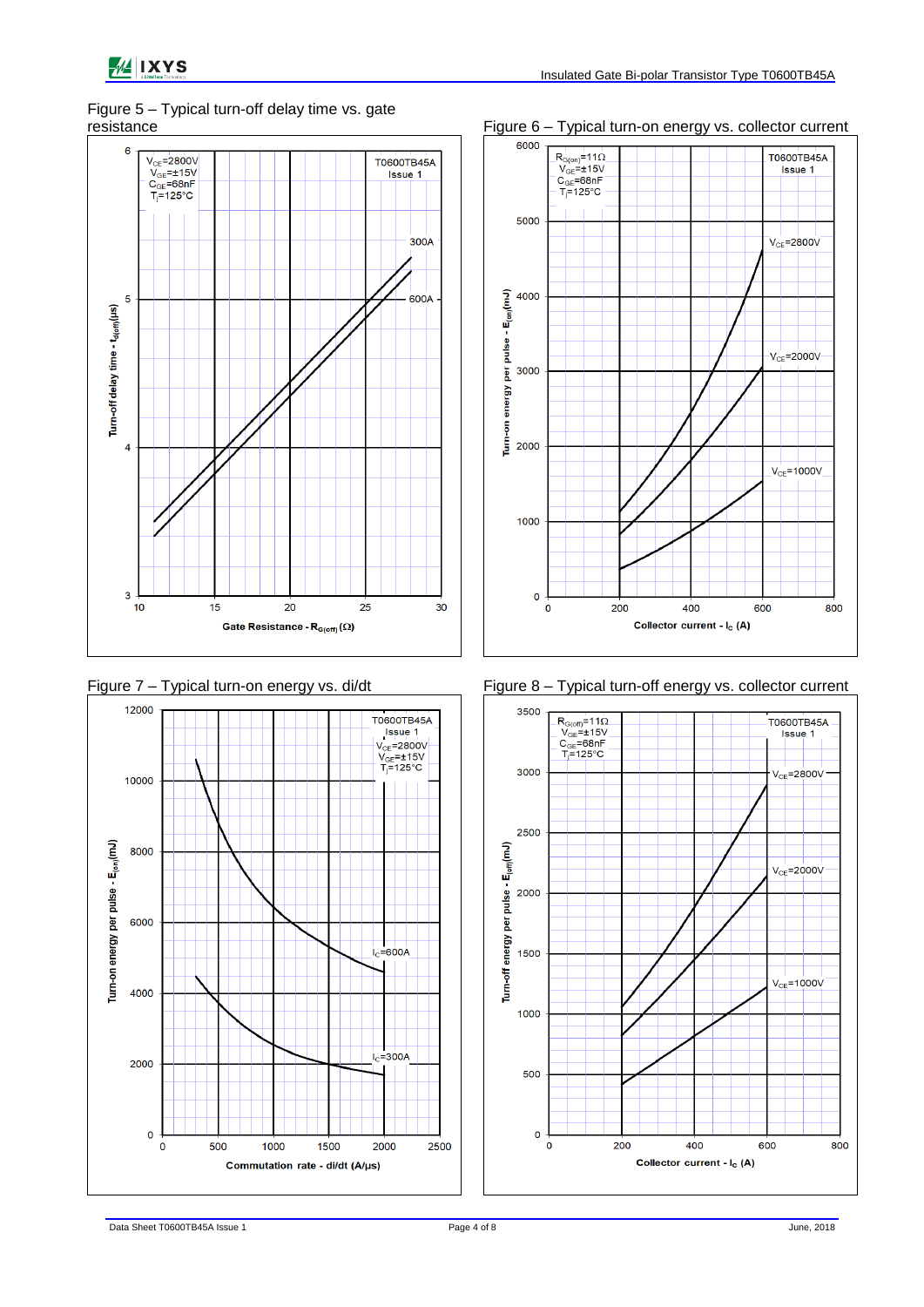Figure 5 – Typical turn-off delay time vs. gate resistance

Figure 6 – Typical turn-on energy vs. collector current

Figure 7 – Typical turn-on energy vs. di/dt

Figure 8 – Typical turn-off energy vs. collector current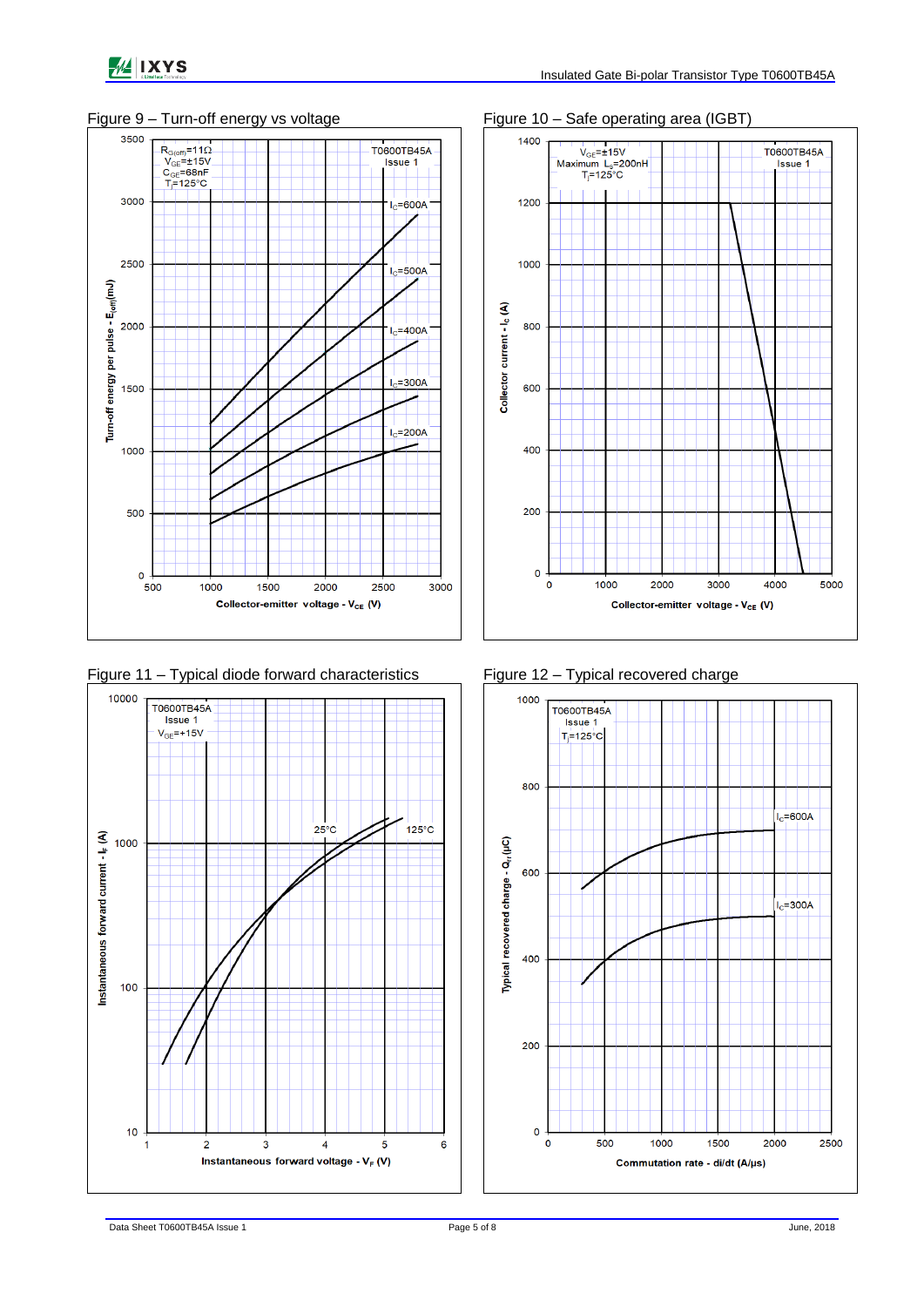Figure 9 – Turn-off energy vs voltage

Figure 10 – Safe operating area (IGBT)

Figure 11 – Typical diode forward characteristics

Figure 12 – Typical recovered charge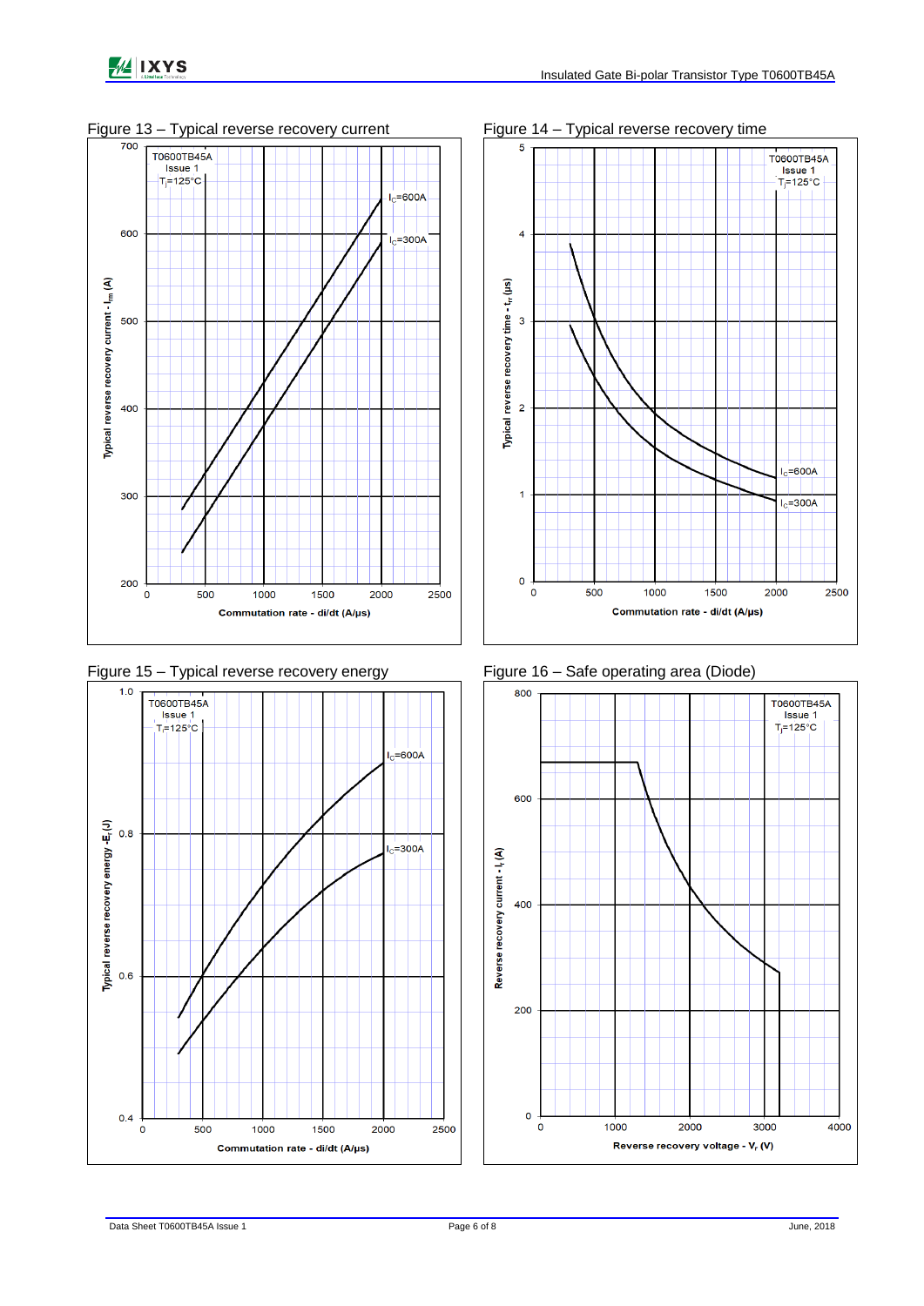Figure 13 – Typical reverse recovery current

T0600TB45A
Issue 1
$T_j$=125°C

$I_C$=600A

$I_C$=300A

Typical reverse recovery current - $I_{rm}$ (A)

Commutation rate - di/dt (A/µs)

Figure 14 – Typical reverse recovery time

T0600TB45A
Issue 1
$T_j$=125°C

$I_C$=600A

$I_C$=300A

Typical reverse recovery time - $t_{rr}$ (µs)

Commutation rate - di/dt (A/µs)

Figure 15 – Typical reverse recovery energy

T0600TB45A
Issue 1
$T_j$=125°C

$I_C$=600A

$I_C$=300A

Typical reverse recovery energy - $E_r$ (J)

Commutation rate - di/dt (A/µs)

Figure 16 – Safe operating area (Diode)

T0600TB45A
Issue 1
$T_j$=125°C

Reverse recovery current - $I_r$ (A)

Reverse recovery voltage - $V_r$ (V)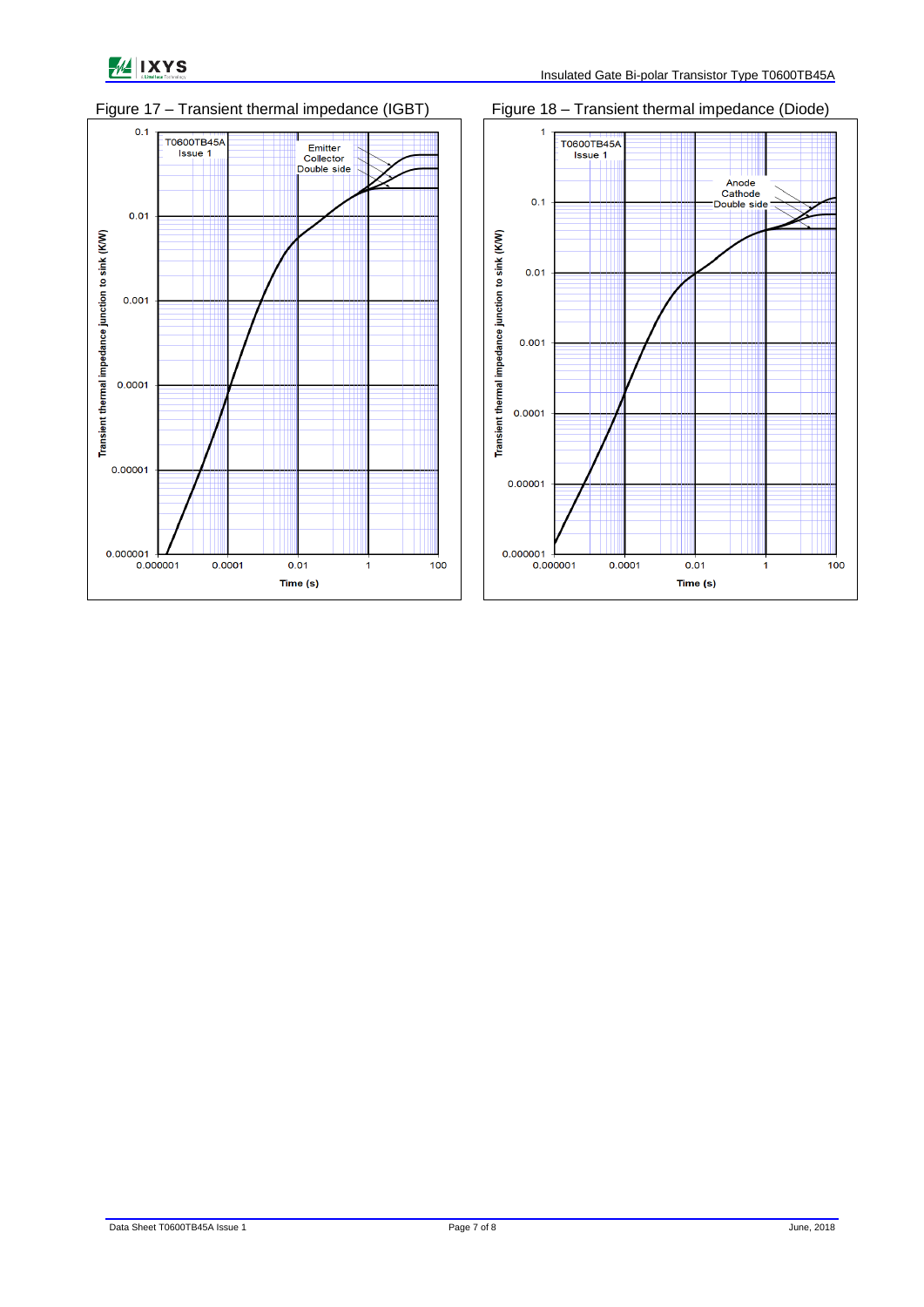Figure 17 – Transient thermal impedance (IGBT)

T0600TB45A
Issue 1

Emitter
Collector
Double side

Transient thermal impedance junction to sink (K/W)

Time (s)

Figure 18 – Transient thermal impedance (Diode)

T0600TB45A
Issue 1

Anode
Cathode
Double side

Transient thermal impedance junction to sink (K/W)

Time (s)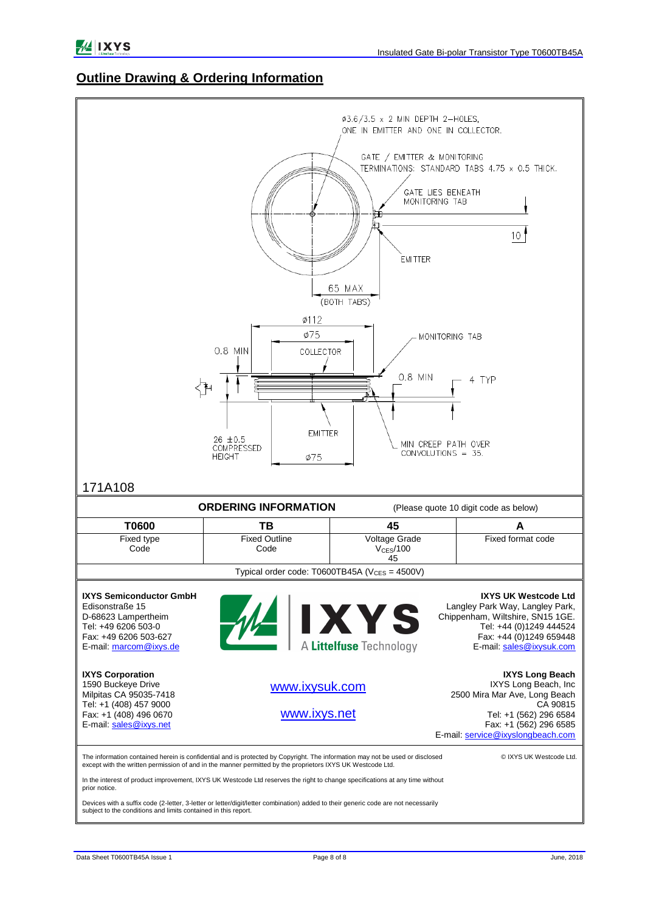## Outline Drawing & Ordering Information

Ø3.6/3.5 x 2 MIN DEPTH 2-HOLES, ONE IN EMITTER AND ONE IN COLLECTOR.

GATE / EMITTER & MONITORING TERMINATIONS: STANDARD TABS 4.75 x 0.5 THICK.

GATE LIES BENEATH MONITORING TAB

10

EMITTER

65 MAX (BOTH TABS)

Ø112

Ø75

0.8 MIN

COLLECTOR

MONITORING TAB

0.8 MIN

4 TYP

EMITTER

26 ±0.5 COMPRESSED HEIGHT

Ø75

MIN CREEP PATH OVER CONVOLUTIONS = 35.

171A108

**ORDERING INFORMATION** (Please quote 10 digit code as below)

| T0600 | TB | 45 | A |
|---|---|---|---|
| Fixed type Code | Fixed Outline Code | Voltage Grade $V_{CES}/100$ 45 | Fixed format code |

Typical order code: T0600TB45A ($V_{CES}$ = 4500V)

**IXYS Semiconductor GmbH**
Edisonstraße 15
D-68623 Lampertheim
Tel: +49 6206 503-0
Fax: +49 6206 503-627
E-mail: marcom@ixys.de

**IXYS UK Westcode Ltd**
Langley Park Way, Langley Park,
Chippenham, Wiltshire, SN15 1GE.
Tel: +44 (0)1249 444524
Fax: +44 (0)1249 659448
E-mail: sales@ixysuk.com

**IXYS Corporation**
1590 Buckeye Drive
Milpitas CA 95035-7418
Tel: +1 (408) 457 9000
Fax: +1 (408) 496 0670
E-mail: sales@ixys.net

www.ixysuk.com

www.ixys.net

**IXYS Long Beach**
IXYS Long Beach, Inc
2500 Mira Mar Ave, Long Beach
CA 90815
Tel: +1 (562) 296 6584
Fax: +1 (562) 296 6585
E-mail: service@ixyslongbeach.com

The information contained herein is confidential and is protected by Copyright. The information may not be used or disclosed except with the written permission of and in the manner permitted by the proprietors IXYS UK Westcode Ltd.

© IXYS UK Westcode Ltd.

In the interest of product improvement, IXYS UK Westcode Ltd reserves the right to change specifications at any time without prior notice.

Devices with a suffix code (2-letter, 3-letter or letter/digit/letter combination) added to their generic code are not necessarily subject to the conditions and limits contained in this report.